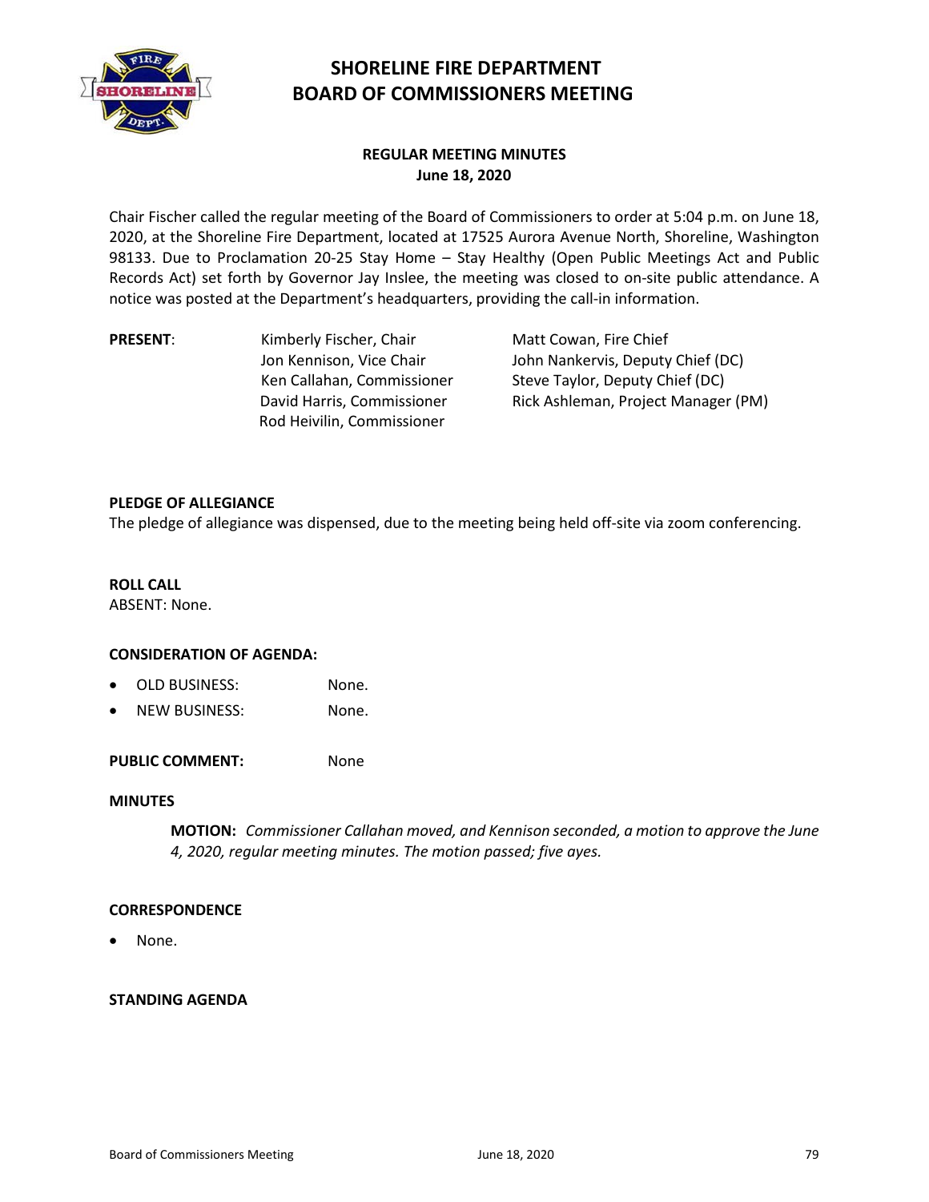# SHORELINE FIRE DEPARTMENT
# BOARD OF COMMISSIONERS MEETING

## REGULAR MEETING MINUTES
## June 18, 2020

Chair Fischer called the regular meeting of the Board of Commissioners to order at 5:04 p.m. on June 18, 2020, at the Shoreline Fire Department, located at 17525 Aurora Avenue North, Shoreline, Washington 98133. Due to Proclamation 20-25 Stay Home – Stay Healthy (Open Public Meetings Act and Public Records Act) set forth by Governor Jay Inslee, the meeting was closed to on-site public attendance. A notice was posted at the Department's headquarters, providing the call-in information.

**PRESENT**:

| | |
|---|---|
| Kimberly Fischer, Chair | Matt Cowan, Fire Chief |
| Jon Kennison, Vice Chair | John Nankervis, Deputy Chief (DC) |
| Ken Callahan, Commissioner | Steve Taylor, Deputy Chief (DC) |
| David Harris, Commissioner | Rick Ashleman, Project Manager (PM) |
| Rod Heivilin, Commissioner | |

**PLEDGE OF ALLEGIANCE**

The pledge of allegiance was dispensed, due to the meeting being held off-site via zoom conferencing.

**ROLL CALL**

ABSENT: None.

**CONSIDERATION OF AGENDA:**

- OLD BUSINESS: None.
- NEW BUSINESS: None.

**PUBLIC COMMENT:** None

**MINUTES**

> **MOTION:** *Commissioner Callahan moved, and Kennison seconded, a motion to approve the June 4, 2020, regular meeting minutes. The motion passed; five ayes.*

**CORRESPONDENCE**

- None.

**STANDING AGENDA**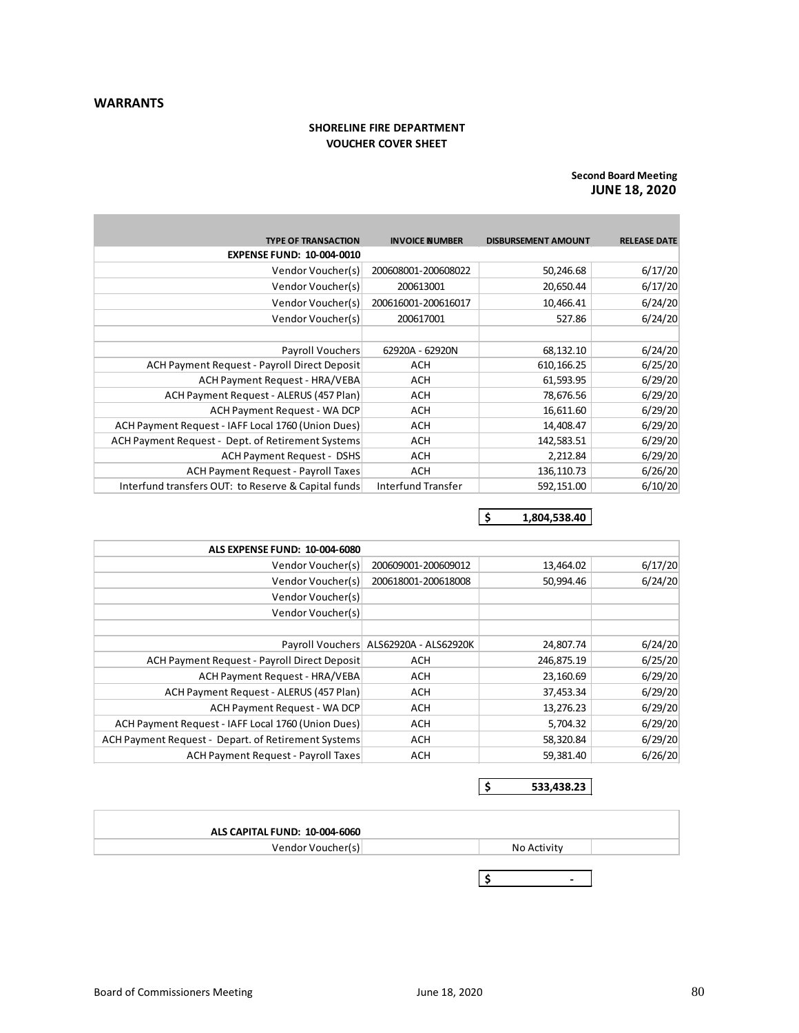## WARRANTS

**SHORELINE FIRE DEPARTMENT**
**VOUCHER COVER SHEET**

**Second Board Meeting**
**JUNE 18, 2020**

| TYPE OF TRANSACTION | INVOICE NUMBER | DISBURSEMENT AMOUNT | RELEASE DATE |
|---|---|---|---|
| **EXPENSE FUND: 10-004-0010** | | | |
| Vendor Voucher(s) | 200608001-200608022 | 50,246.68 | 6/17/20 |
| Vendor Voucher(s) | 200613001 | 20,650.44 | 6/17/20 |
| Vendor Voucher(s) | 200616001-200616017 | 10,466.41 | 6/24/20 |
| Vendor Voucher(s) | 200617001 | 527.86 | 6/24/20 |
| | | | |
| Payroll Vouchers | 62920A - 62920N | 68,132.10 | 6/24/20 |
| ACH Payment Request - Payroll Direct Deposit | ACH | 610,166.25 | 6/25/20 |
| ACH Payment Request - HRA/VEBA | ACH | 61,593.95 | 6/29/20 |
| ACH Payment Request - ALERUS (457 Plan) | ACH | 78,676.56 | 6/29/20 |
| ACH Payment Request - WA DCP | ACH | 16,611.60 | 6/29/20 |
| ACH Payment Request - IAFF Local 1760 (Union Dues) | ACH | 14,408.47 | 6/29/20 |
| ACH Payment Request - Dept. of Retirement Systems | ACH | 142,583.51 | 6/29/20 |
| ACH Payment Request - DSHS | ACH | 2,212.84 | 6/29/20 |
| ACH Payment Request - Payroll Taxes | ACH | 136,110.73 | 6/26/20 |
| Interfund transfers OUT: to Reserve & Capital funds | Interfund Transfer | 592,151.00 | 6/10/20 |
| | | **$ 1,804,538.40** | |

| TYPE OF TRANSACTION | INVOICE NUMBER | DISBURSEMENT AMOUNT | RELEASE DATE |
|---|---|---|---|
| **ALS EXPENSE FUND: 10-004-6080** | | | |
| Vendor Voucher(s) | 200609001-200609012 | 13,464.02 | 6/17/20 |
| Vendor Voucher(s) | 200618001-200618008 | 50,994.46 | 6/24/20 |
| Vendor Voucher(s) | | | |
| Vendor Voucher(s) | | | |
| | | | |
| Payroll Vouchers | ALS62920A - ALS62920K | 24,807.74 | 6/24/20 |
| ACH Payment Request - Payroll Direct Deposit | ACH | 246,875.19 | 6/25/20 |
| ACH Payment Request - HRA/VEBA | ACH | 23,160.69 | 6/29/20 |
| ACH Payment Request - ALERUS (457 Plan) | ACH | 37,453.34 | 6/29/20 |
| ACH Payment Request - WA DCP | ACH | 13,276.23 | 6/29/20 |
| ACH Payment Request - IAFF Local 1760 (Union Dues) | ACH | 5,704.32 | 6/29/20 |
| ACH Payment Request - Depart. of Retirement Systems | ACH | 58,320.84 | 6/29/20 |
| ACH Payment Request - Payroll Taxes | ACH | 59,381.40 | 6/26/20 |
| | | **$ 533,438.23** | |

| TYPE OF TRANSACTION | INVOICE NUMBER | DISBURSEMENT AMOUNT | RELEASE DATE |
|---|---|---|---|
| **ALS CAPITAL FUND: 10-004-6060** | | | |
| Vendor Voucher(s) | | No Activity | |
| | | **$ -** | |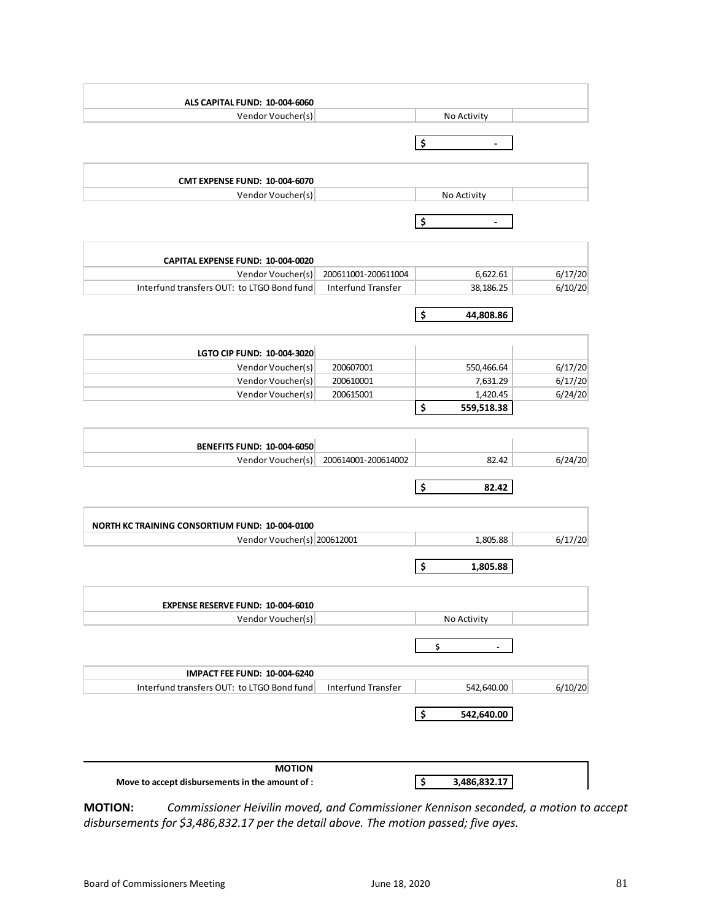| ALS CAPITAL FUND: 10-004-6060 | | | |
| --- | --- | --- | --- |
| Vendor Voucher(s) | | No Activity | |
| | | $ - | |

| CMT EXPENSE FUND: 10-004-6070 | | | |
| --- | --- | --- | --- |
| Vendor Voucher(s) | | No Activity | |
| | | $ - | |

| CAPITAL EXPENSE FUND: 10-004-0020 | | | |
| --- | --- | --- | --- |
| Vendor Voucher(s) | 200611001-200611004 | 6,622.61 | 6/17/20 |
| Interfund transfers OUT: to LTGO Bond fund | Interfund Transfer | 38,186.25 | 6/10/20 |
| | | $ 44,808.86 | |

| LGTO CIP FUND: 10-004-3020 | | | |
| --- | --- | --- | --- |
| Vendor Voucher(s) | 200607001 | 550,466.64 | 6/17/20 |
| Vendor Voucher(s) | 200610001 | 7,631.29 | 6/17/20 |
| Vendor Voucher(s) | 200615001 | 1,420.45 | 6/24/20 |
| | | $ 559,518.38 | |

| BENEFITS FUND: 10-004-6050 | | | |
| --- | --- | --- | --- |
| Vendor Voucher(s) | 200614001-200614002 | 82.42 | 6/24/20 |
| | | $ 82.42 | |

| NORTH KC TRAINING CONSORTIUM FUND: 10-004-0100 | | | |
| --- | --- | --- | --- |
| Vendor Voucher(s) | 200612001 | 1,805.88 | 6/17/20 |
| | | $ 1,805.88 | |

| EXPENSE RESERVE FUND: 10-004-6010 | | | |
| --- | --- | --- | --- |
| Vendor Voucher(s) | | No Activity | |
| | | $ - | |

| IMPACT FEE FUND: 10-004-6240 | | | |
| --- | --- | --- | --- |
| Interfund transfers OUT: to LTGO Bond fund | Interfund Transfer | 542,640.00 | 6/10/20 |
| | | $ 542,640.00 | |

| MOTION | |
| --- | --- |
| Move to accept disbursements in the amount of : | $ 3,486,832.17 |

**MOTION:** *Commissioner Heivilin moved, and Commissioner Kennison seconded, a motion to accept disbursements for $3,486,832.17 per the detail above. The motion passed; five ayes.*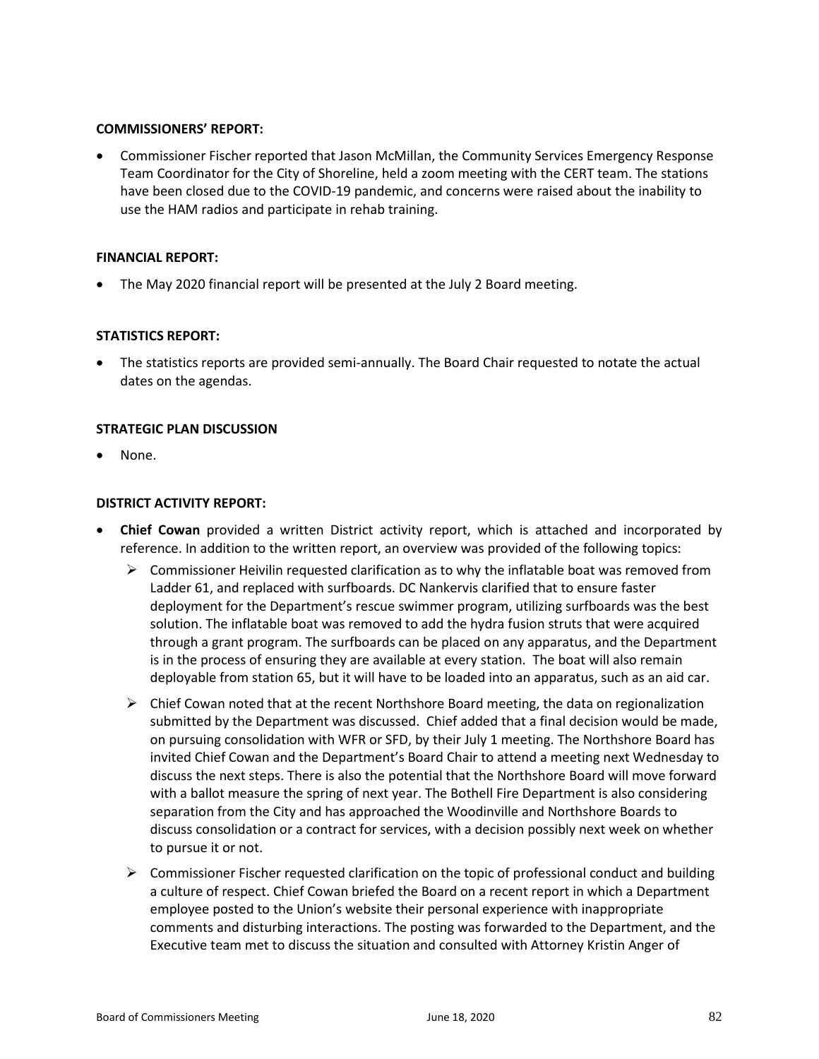**COMMISSIONERS' REPORT:**

- Commissioner Fischer reported that Jason McMillan, the Community Services Emergency Response Team Coordinator for the City of Shoreline, held a zoom meeting with the CERT team. The stations have been closed due to the COVID-19 pandemic, and concerns were raised about the inability to use the HAM radios and participate in rehab training.

**FINANCIAL REPORT:**

- The May 2020 financial report will be presented at the July 2 Board meeting.

**STATISTICS REPORT:**

- The statistics reports are provided semi-annually. The Board Chair requested to notate the actual dates on the agendas.

**STRATEGIC PLAN DISCUSSION**

- None.

**DISTRICT ACTIVITY REPORT:**

- **Chief Cowan** provided a written District activity report, which is attached and incorporated by reference. In addition to the written report, an overview was provided of the following topics:
  - Commissioner Heivilin requested clarification as to why the inflatable boat was removed from Ladder 61, and replaced with surfboards. DC Nankervis clarified that to ensure faster deployment for the Department's rescue swimmer program, utilizing surfboards was the best solution. The inflatable boat was removed to add the hydra fusion struts that were acquired through a grant program. The surfboards can be placed on any apparatus, and the Department is in the process of ensuring they are available at every station. The boat will also remain deployable from station 65, but it will have to be loaded into an apparatus, such as an aid car.
  - Chief Cowan noted that at the recent Northshore Board meeting, the data on regionalization submitted by the Department was discussed. Chief added that a final decision would be made, on pursuing consolidation with WFR or SFD, by their July 1 meeting. The Northshore Board has invited Chief Cowan and the Department's Board Chair to attend a meeting next Wednesday to discuss the next steps. There is also the potential that the Northshore Board will move forward with a ballot measure the spring of next year. The Bothell Fire Department is also considering separation from the City and has approached the Woodinville and Northshore Boards to discuss consolidation or a contract for services, with a decision possibly next week on whether to pursue it or not.
  - Commissioner Fischer requested clarification on the topic of professional conduct and building a culture of respect. Chief Cowan briefed the Board on a recent report in which a Department employee posted to the Union's website their personal experience with inappropriate comments and disturbing interactions. The posting was forwarded to the Department, and the Executive team met to discuss the situation and consulted with Attorney Kristin Anger of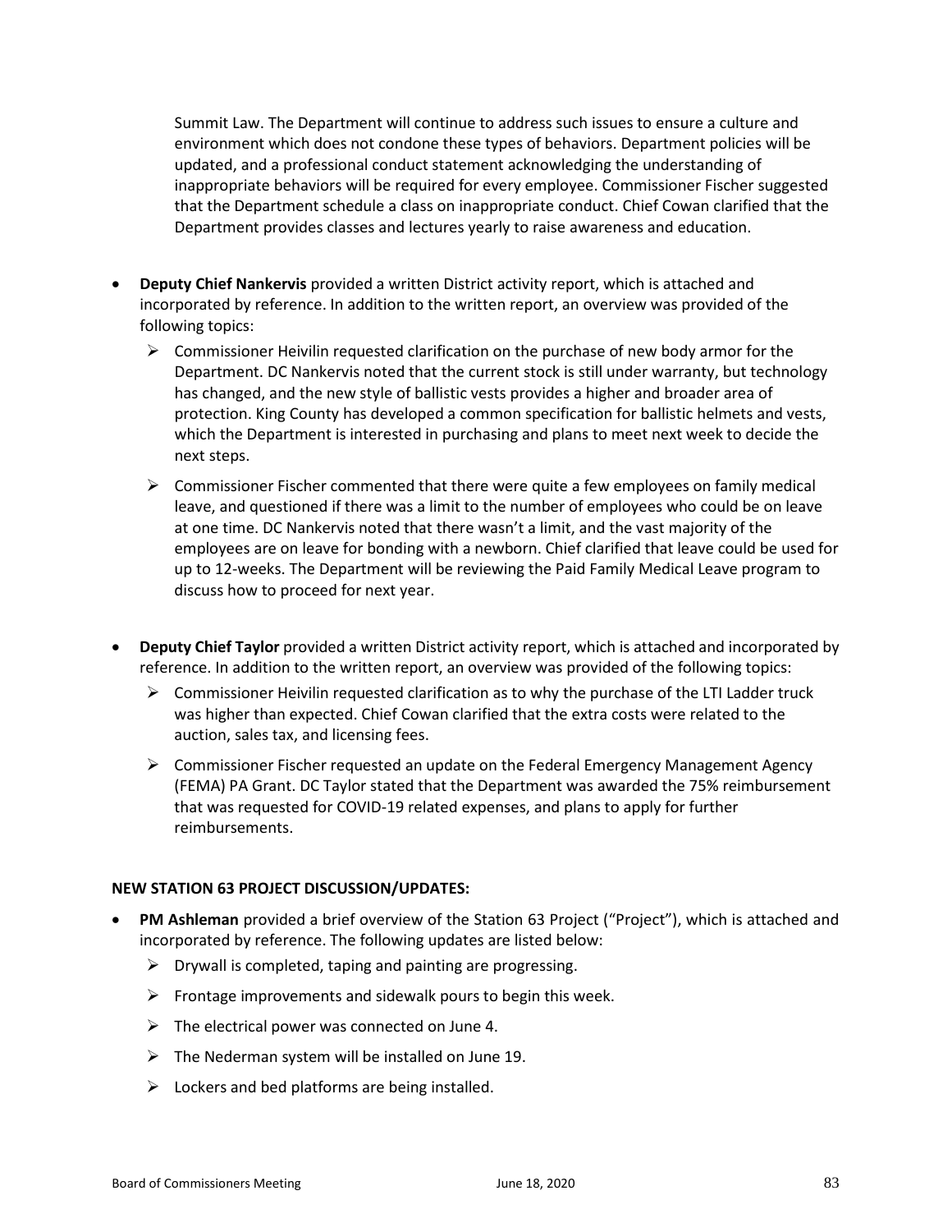Summit Law. The Department will continue to address such issues to ensure a culture and environment which does not condone these types of behaviors. Department policies will be updated, and a professional conduct statement acknowledging the understanding of inappropriate behaviors will be required for every employee. Commissioner Fischer suggested that the Department schedule a class on inappropriate conduct. Chief Cowan clarified that the Department provides classes and lectures yearly to raise awareness and education.

- **Deputy Chief Nankervis** provided a written District activity report, which is attached and incorporated by reference. In addition to the written report, an overview was provided of the following topics:
  - Commissioner Heivilin requested clarification on the purchase of new body armor for the Department. DC Nankervis noted that the current stock is still under warranty, but technology has changed, and the new style of ballistic vests provides a higher and broader area of protection. King County has developed a common specification for ballistic helmets and vests, which the Department is interested in purchasing and plans to meet next week to decide the next steps.
  - Commissioner Fischer commented that there were quite a few employees on family medical leave, and questioned if there was a limit to the number of employees who could be on leave at one time. DC Nankervis noted that there wasn't a limit, and the vast majority of the employees are on leave for bonding with a newborn. Chief clarified that leave could be used for up to 12-weeks. The Department will be reviewing the Paid Family Medical Leave program to discuss how to proceed for next year.

- **Deputy Chief Taylor** provided a written District activity report, which is attached and incorporated by reference. In addition to the written report, an overview was provided of the following topics:
  - Commissioner Heivilin requested clarification as to why the purchase of the LTI Ladder truck was higher than expected. Chief Cowan clarified that the extra costs were related to the auction, sales tax, and licensing fees.
  - Commissioner Fischer requested an update on the Federal Emergency Management Agency (FEMA) PA Grant. DC Taylor stated that the Department was awarded the 75% reimbursement that was requested for COVID-19 related expenses, and plans to apply for further reimbursements.

**NEW STATION 63 PROJECT DISCUSSION/UPDATES:**

- **PM Ashleman** provided a brief overview of the Station 63 Project ("Project"), which is attached and incorporated by reference. The following updates are listed below:
  - Drywall is completed, taping and painting are progressing.
  - Frontage improvements and sidewalk pours to begin this week.
  - The electrical power was connected on June 4.
  - The Nederman system will be installed on June 19.
  - Lockers and bed platforms are being installed.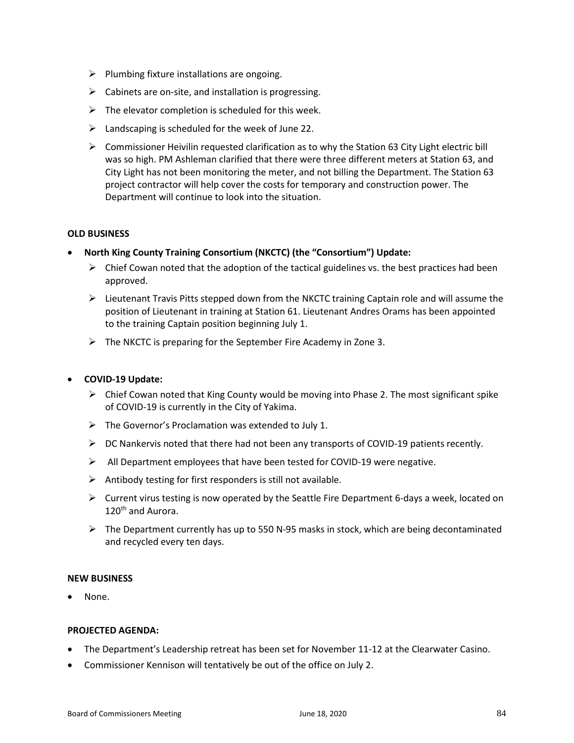- Plumbing fixture installations are ongoing.
- Cabinets are on-site, and installation is progressing.
- The elevator completion is scheduled for this week.
- Landscaping is scheduled for the week of June 22.
- Commissioner Heivilin requested clarification as to why the Station 63 City Light electric bill was so high. PM Ashleman clarified that there were three different meters at Station 63, and City Light has not been monitoring the meter, and not billing the Department. The Station 63 project contractor will help cover the costs for temporary and construction power. The Department will continue to look into the situation.

**OLD BUSINESS**

- **North King County Training Consortium (NKCTC) (the "Consortium") Update:**
  - Chief Cowan noted that the adoption of the tactical guidelines vs. the best practices had been approved.
  - Lieutenant Travis Pitts stepped down from the NKCTC training Captain role and will assume the position of Lieutenant in training at Station 61. Lieutenant Andres Orams has been appointed to the training Captain position beginning July 1.
  - The NKCTC is preparing for the September Fire Academy in Zone 3.

- **COVID-19 Update:**
  - Chief Cowan noted that King County would be moving into Phase 2. The most significant spike of COVID-19 is currently in the City of Yakima.
  - The Governor's Proclamation was extended to July 1.
  - DC Nankervis noted that there had not been any transports of COVID-19 patients recently.
  - All Department employees that have been tested for COVID-19 were negative.
  - Antibody testing for first responders is still not available.
  - Current virus testing is now operated by the Seattle Fire Department 6-days a week, located on 120th and Aurora.
  - The Department currently has up to 550 N-95 masks in stock, which are being decontaminated and recycled every ten days.

**NEW BUSINESS**

- None.

**PROJECTED AGENDA:**

- The Department's Leadership retreat has been set for November 11-12 at the Clearwater Casino.
- Commissioner Kennison will tentatively be out of the office on July 2.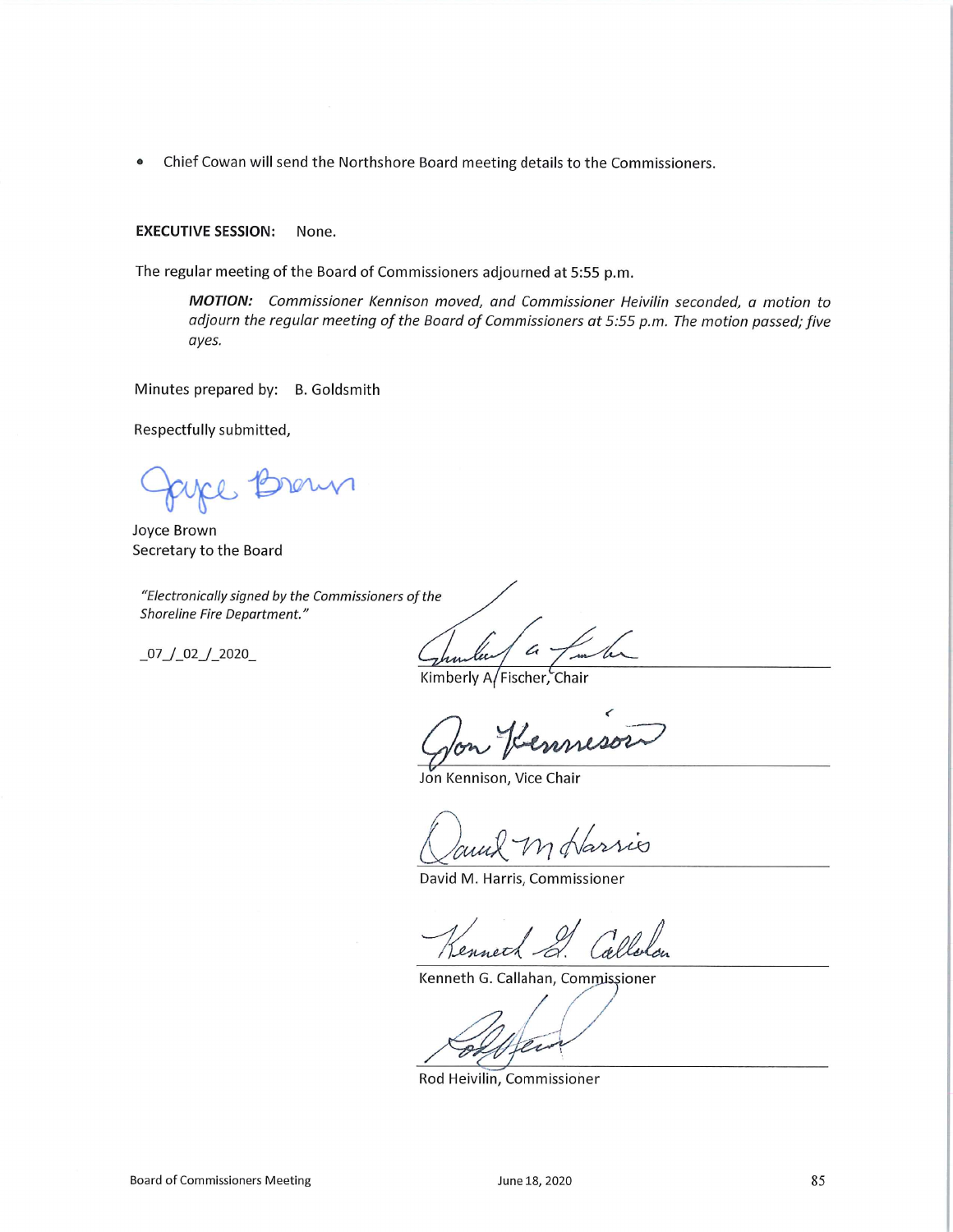- Chief Cowan will send the Northshore Board meeting details to the Commissioners.

**EXECUTIVE SESSION:** None.

The regular meeting of the Board of Commissioners adjourned at 5:55 p.m.

> ***MOTION:*** *Commissioner Kennison moved, and Commissioner Heivilin seconded, a motion to adjourn the regular meeting of the Board of Commissioners at 5:55 p.m. The motion passed; five ayes.*

Minutes prepared by: B. Goldsmith

Respectfully submitted,

Joyce Brown
Secretary to the Board

*"Electronically signed by the Commissioners of the Shoreline Fire Department."*

_07_/_02_/_2020_

Kimberly A. Fischer, Chair

Jon Kennison, Vice Chair

David M. Harris, Commissioner

Kenneth G. Callahan, Commissioner

Rod Heivilin, Commissioner